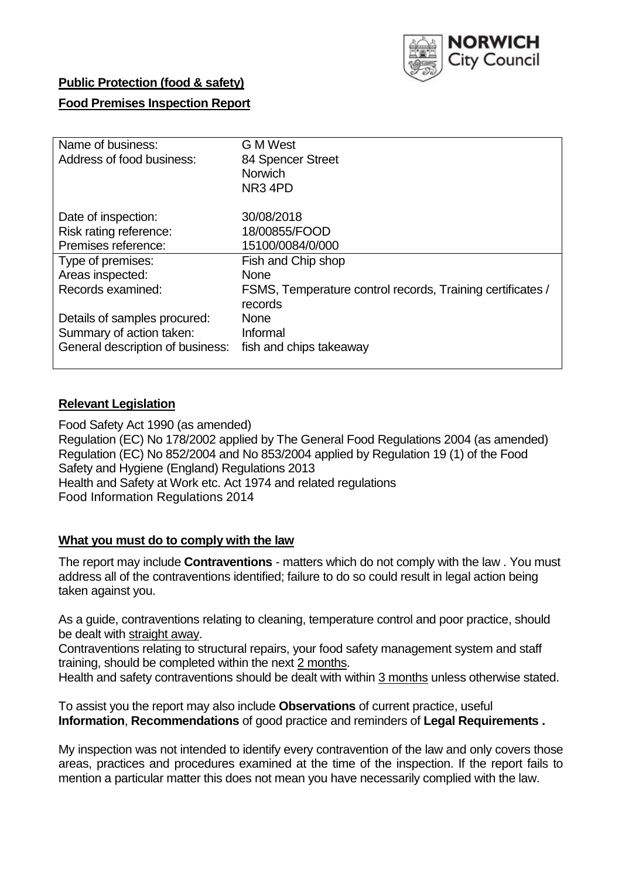NORWICH City Council

**Public Protection (food & safety)**

**Food Premises Inspection Report**

| | |
|---|---|
| Name of business: | G M West |
| Address of food business: | 84 Spencer Street<br>Norwich<br>NR3 4PD |
| Date of inspection: | 30/08/2018 |
| Risk rating reference: | 18/00855/FOOD |
| Premises reference: | 15100/0084/0/000 |
| Type of premises: | Fish and Chip shop |
| Areas inspected: | None |
| Records examined: | FSMS, Temperature control records, Training certificates / records |
| Details of samples procured: | None |
| Summary of action taken: | Informal |
| General description of business: | fish and chips takeaway |

## Relevant Legislation

Food Safety Act 1990 (as amended)
Regulation (EC) No 178/2002 applied by The General Food Regulations 2004 (as amended)
Regulation (EC) No 852/2004 and No 853/2004 applied by Regulation 19 (1) of the Food Safety and Hygiene (England) Regulations 2013
Health and Safety at Work etc. Act 1974 and related regulations
Food Information Regulations 2014

## What you must do to comply with the law

The report may include **Contraventions** - matters which do not comply with the law . You must address all of the contraventions identified; failure to do so could result in legal action being taken against you.

As a guide, contraventions relating to cleaning, temperature control and poor practice, should be dealt with straight away.

Contraventions relating to structural repairs, your food safety management system and staff training, should be completed within the next 2 months.

Health and safety contraventions should be dealt with within 3 months unless otherwise stated.

To assist you the report may also include **Observations** of current practice, useful **Information**, **Recommendations** of good practice and reminders of **Legal Requirements .**

My inspection was not intended to identify every contravention of the law and only covers those areas, practices and procedures examined at the time of the inspection. If the report fails to mention a particular matter this does not mean you have necessarily complied with the law.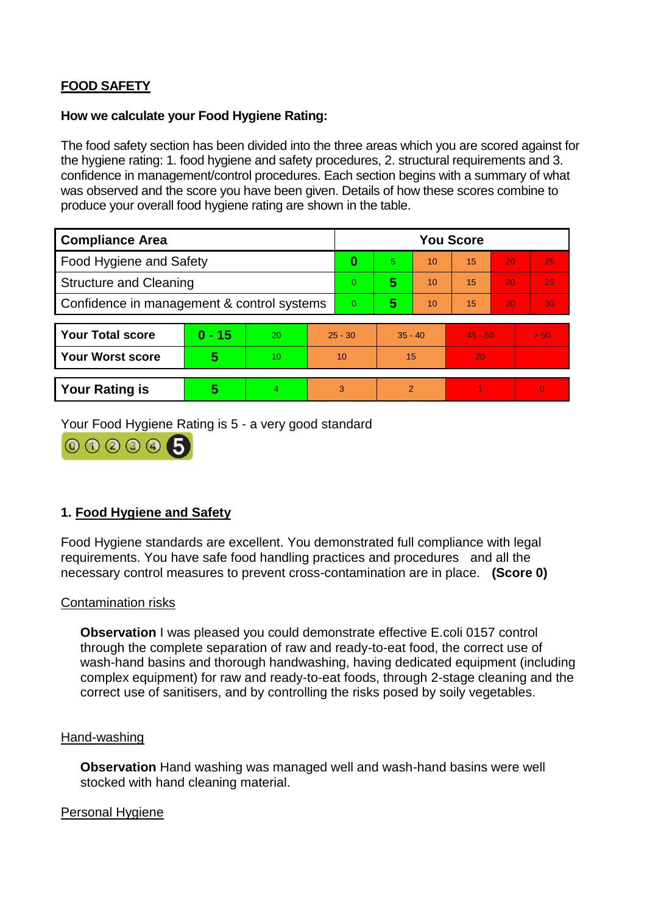**FOOD SAFETY**

**How we calculate your Food Hygiene Rating:**

The food safety section has been divided into the three areas which you are scored against for the hygiene rating: 1. food hygiene and safety procedures, 2. structural requirements and 3. confidence in management/control procedures. Each section begins with a summary of what was observed and the score you have been given. Details of how these scores combine to produce your overall food hygiene rating are shown in the table.

| Compliance Area | You Score | | | | | |
|---|---|---|---|---|---|---|
| Food Hygiene and Safety | **0** | 5 | 10 | 15 | 20 | 25 |
| Structure and Cleaning | 0 | **5** | 10 | 15 | 20 | 25 |
| Confidence in management & control systems | 0 | **5** | 10 | 15 | 20 | 30 |

| | | | | | | |
|---|---|---|---|---|---|---|
| **Your Total score** | **0 - 15** | 20 | 25 - 30 | 35 - 40 | 45 - 50 | > 50 |
| **Your Worst score** | **5** | 10 | 10 | 15 | 20 | - |

| | | | | | | |
|---|---|---|---|---|---|---|
| **Your Rating is** | **5** | 4 | 3 | 2 | 1 | 0 |

Your Food Hygiene Rating is 5 - a very good standard

## 1. Food Hygiene and Safety

Food Hygiene standards are excellent. You demonstrated full compliance with legal requirements. You have safe food handling practices and procedures and all the necessary control measures to prevent cross-contamination are in place. **(Score 0)**

Contamination risks

**Observation** I was pleased you could demonstrate effective E.coli 0157 control through the complete separation of raw and ready-to-eat food, the correct use of wash-hand basins and thorough handwashing, having dedicated equipment (including complex equipment) for raw and ready-to-eat foods, through 2-stage cleaning and the correct use of sanitisers, and by controlling the risks posed by soily vegetables.

Hand-washing

**Observation** Hand washing was managed well and wash-hand basins were well stocked with hand cleaning material.

Personal Hygiene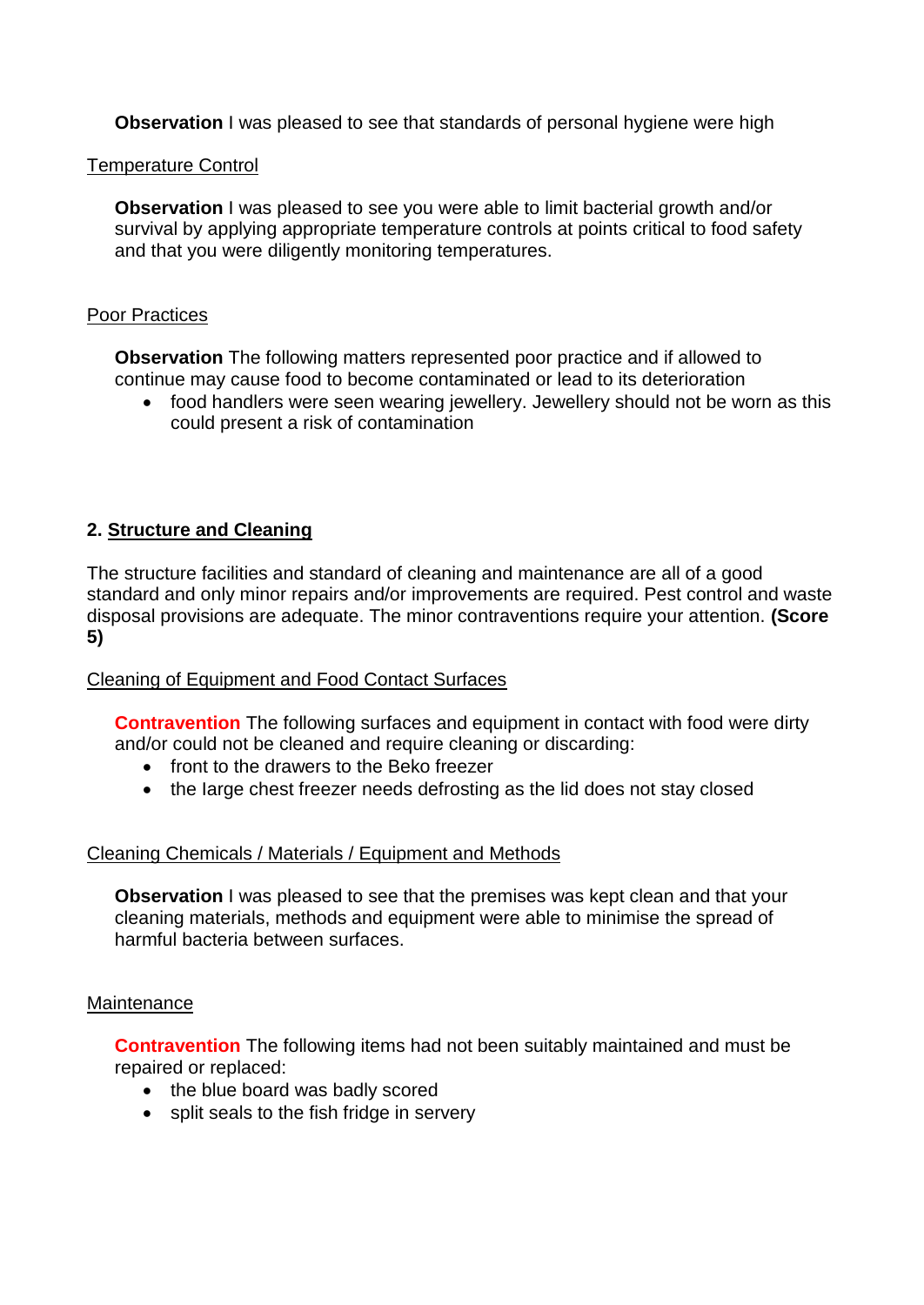**Observation** I was pleased to see that standards of personal hygiene were high

Temperature Control

**Observation** I was pleased to see you were able to limit bacterial growth and/or survival by applying appropriate temperature controls at points critical to food safety and that you were diligently monitoring temperatures.

Poor Practices

**Observation** The following matters represented poor practice and if allowed to continue may cause food to become contaminated or lead to its deterioration

- food handlers were seen wearing jewellery. Jewellery should not be worn as this could present a risk of contamination

## 2. Structure and Cleaning

The structure facilities and standard of cleaning and maintenance are all of a good standard and only minor repairs and/or improvements are required. Pest control and waste disposal provisions are adequate. The minor contraventions require your attention. **(Score 5)**

Cleaning of Equipment and Food Contact Surfaces

**Contravention** The following surfaces and equipment in contact with food were dirty and/or could not be cleaned and require cleaning or discarding:

- front to the drawers to the Beko freezer
- the large chest freezer needs defrosting as the lid does not stay closed

Cleaning Chemicals / Materials / Equipment and Methods

**Observation** I was pleased to see that the premises was kept clean and that your cleaning materials, methods and equipment were able to minimise the spread of harmful bacteria between surfaces.

Maintenance

**Contravention** The following items had not been suitably maintained and must be repaired or replaced:

- the blue board was badly scored
- split seals to the fish fridge in servery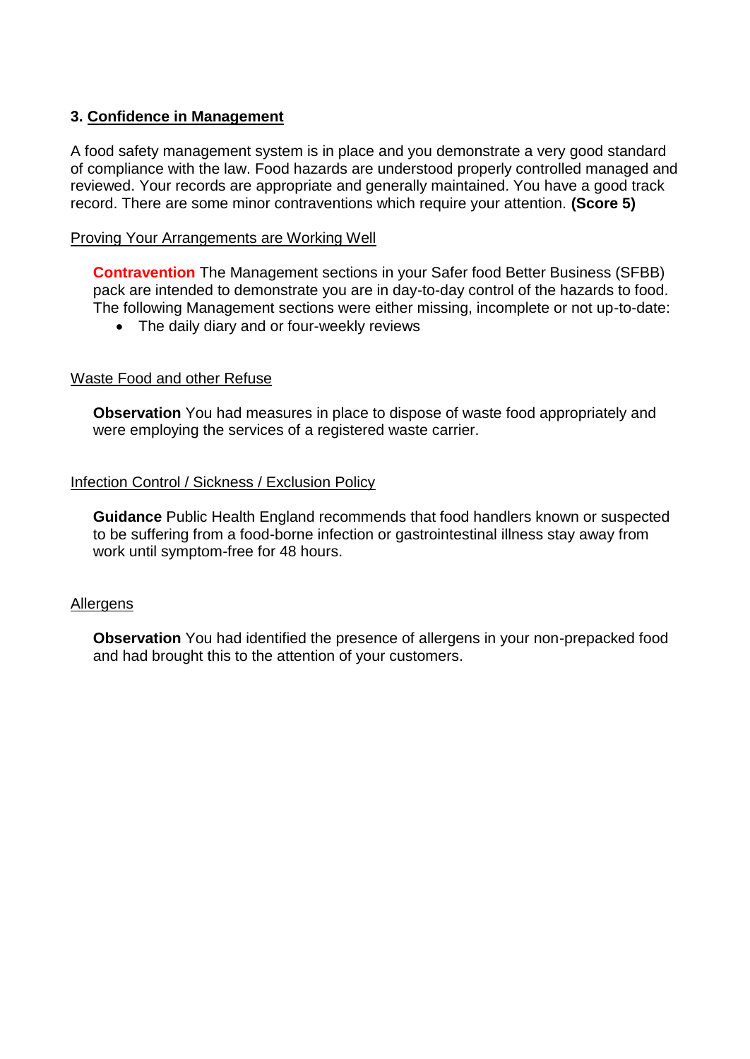### 3. Confidence in Management

A food safety management system is in place and you demonstrate a very good standard of compliance with the law. Food hazards are understood properly controlled managed and reviewed. Your records are appropriate and generally maintained. You have a good track record. There are some minor contraventions which require your attention. **(Score 5)**

Proving Your Arrangements are Working Well

> **Contravention** The Management sections in your Safer food Better Business (SFBB) pack are intended to demonstrate you are in day-to-day control of the hazards to food. The following Management sections were either missing, incomplete or not up-to-date:
> - The daily diary and or four-weekly reviews

Waste Food and other Refuse

> **Observation** You had measures in place to dispose of waste food appropriately and were employing the services of a registered waste carrier.

Infection Control / Sickness / Exclusion Policy

> **Guidance** Public Health England recommends that food handlers known or suspected to be suffering from a food-borne infection or gastrointestinal illness stay away from work until symptom-free for 48 hours.

Allergens

> **Observation** You had identified the presence of allergens in your non-prepacked food and had brought this to the attention of your customers.